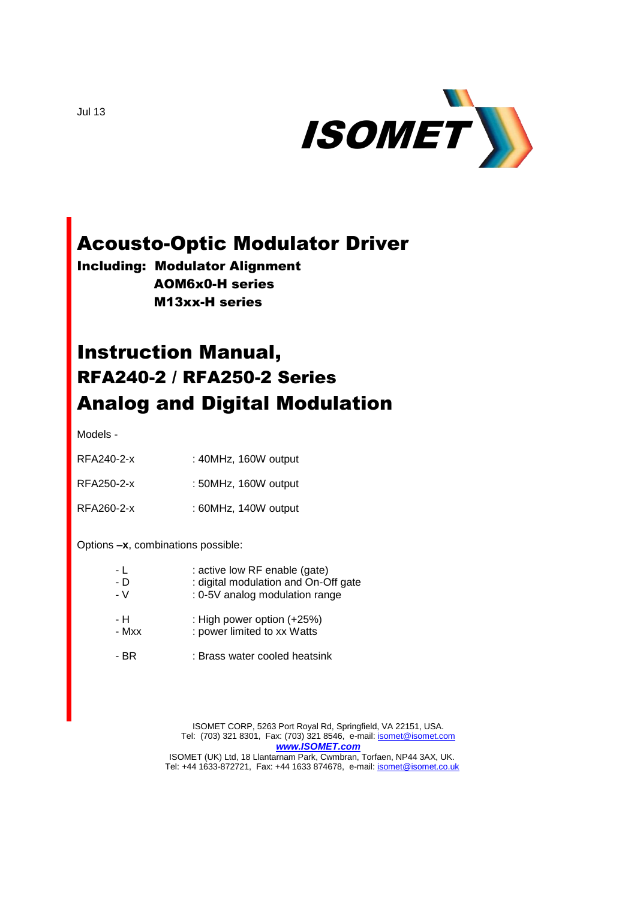Jul 13

ISOMET

# Acousto-Optic Modulator Driver

**Including: Modulator Alignment**
**AOM6x0-H series**
**M13xx-H series**

# Instruction Manual,
## RFA240-2 / RFA250-2 Series
# Analog and Digital Modulation

Models -

| | |
|---|---|
| RFA240-2-x | : 40MHz, 160W output |
| RFA250-2-x | : 50MHz, 160W output |
| RFA260-2-x | : 60MHz, 140W output |

Options **–x**, combinations possible:

| | |
|---|---|
| - L | : active low RF enable (gate) |
| - D | : digital modulation and On-Off gate |
| - V | : 0-5V analog modulation range |
| - H | : High power option (+25%) |
| - Mxx | : power limited to xx Watts |
| - BR | : Brass water cooled heatsink |

ISOMET CORP, 5263 Port Royal Rd, Springfield, VA 22151, USA.
Tel: (703) 321 8301, Fax: (703) 321 8546, e-mail: isomet@isomet.com
***www.ISOMET.com***
ISOMET (UK) Ltd, 18 Llantarnam Park, Cwmbran, Torfaen, NP44 3AX, UK.
Tel: +44 1633-872721, Fax: +44 1633 874678, e-mail: isomet@isomet.co.uk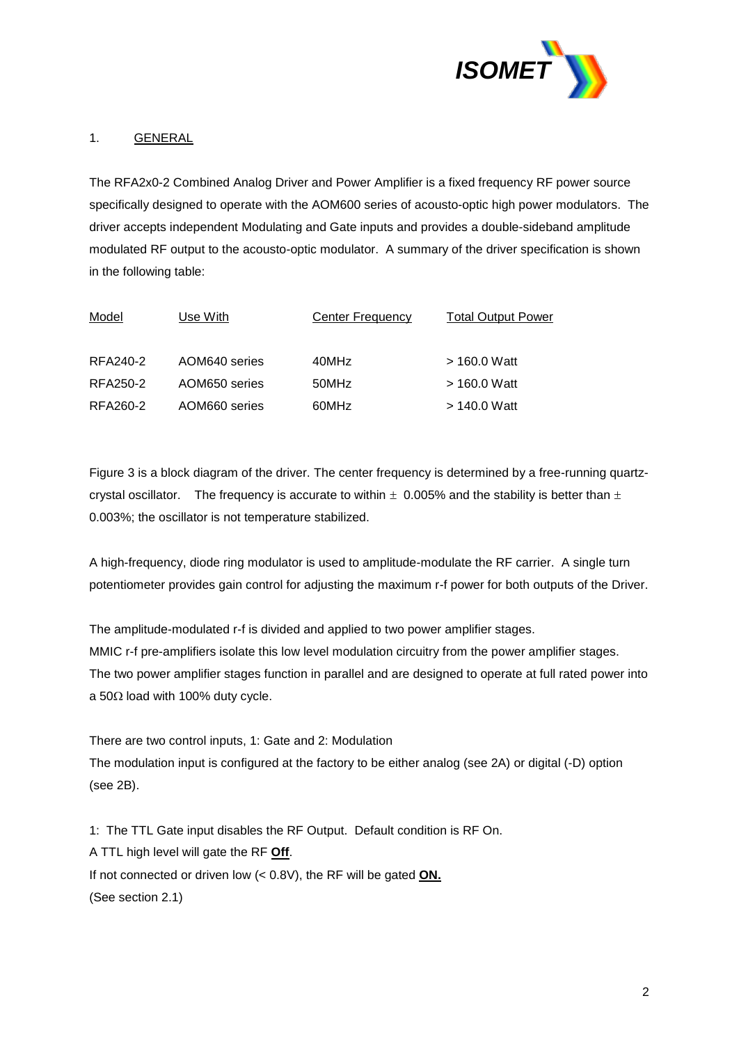## 1. GENERAL

The RFA2x0-2 Combined Analog Driver and Power Amplifier is a fixed frequency RF power source specifically designed to operate with the AOM600 series of acousto-optic high power modulators. The driver accepts independent Modulating and Gate inputs and provides a double-sideband amplitude modulated RF output to the acousto-optic modulator. A summary of the driver specification is shown in the following table:

| Model | Use With | Center Frequency | Total Output Power |
|---|---|---|---|
| RFA240-2 | AOM640 series | 40MHz | > 160.0 Watt |
| RFA250-2 | AOM650 series | 50MHz | > 160.0 Watt |
| RFA260-2 | AOM660 series | 60MHz | > 140.0 Watt |

Figure 3 is a block diagram of the driver. The center frequency is determined by a free-running quartz-crystal oscillator. The frequency is accurate to within ± 0.005% and the stability is better than ± 0.003%; the oscillator is not temperature stabilized.

A high-frequency, diode ring modulator is used to amplitude-modulate the RF carrier. A single turn potentiometer provides gain control for adjusting the maximum r-f power for both outputs of the Driver.

The amplitude-modulated r-f is divided and applied to two power amplifier stages.
MMIC r-f pre-amplifiers isolate this low level modulation circuitry from the power amplifier stages.
The two power amplifier stages function in parallel and are designed to operate at full rated power into a 50Ω load with 100% duty cycle.

There are two control inputs, 1: Gate and 2: Modulation
The modulation input is configured at the factory to be either analog (see 2A) or digital (-D) option (see 2B).

1: The TTL Gate input disables the RF Output. Default condition is RF On.
A TTL high level will gate the RF **Off**.
If not connected or driven low (< 0.8V), the RF will be gated **ON.**
(See section 2.1)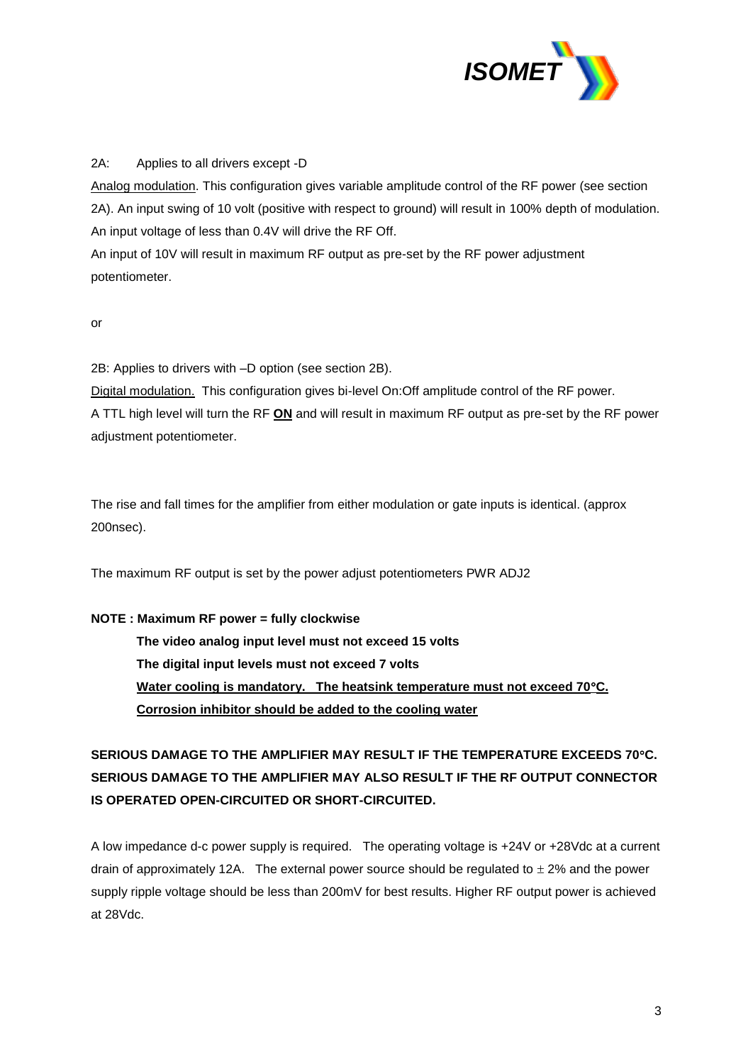2A: Applies to all drivers except -D

Analog modulation. This configuration gives variable amplitude control of the RF power (see section 2A). An input swing of 10 volt (positive with respect to ground) will result in 100% depth of modulation. An input voltage of less than 0.4V will drive the RF Off.

An input of 10V will result in maximum RF output as pre-set by the RF power adjustment potentiometer.

or

2B: Applies to drivers with –D option (see section 2B).

Digital modulation. This configuration gives bi-level On:Off amplitude control of the RF power. A TTL high level will turn the RF **ON** and will result in maximum RF output as pre-set by the RF power adjustment potentiometer.

The rise and fall times for the amplifier from either modulation or gate inputs is identical. (approx 200nsec).

The maximum RF output is set by the power adjust potentiometers PWR ADJ2

**NOTE : Maximum RF power = fully clockwise**

**The video analog input level must not exceed 15 volts**

**The digital input levels must not exceed 7 volts**

**Water cooling is mandatory. The heatsink temperature must not exceed 70°C.**

**Corrosion inhibitor should be added to the cooling water**

**SERIOUS DAMAGE TO THE AMPLIFIER MAY RESULT IF THE TEMPERATURE EXCEEDS 70°C. SERIOUS DAMAGE TO THE AMPLIFIER MAY ALSO RESULT IF THE RF OUTPUT CONNECTOR IS OPERATED OPEN-CIRCUITED OR SHORT-CIRCUITED.**

A low impedance d-c power supply is required. The operating voltage is +24V or +28Vdc at a current drain of approximately 12A. The external power source should be regulated to $\pm$ 2% and the power supply ripple voltage should be less than 200mV for best results. Higher RF output power is achieved at 28Vdc.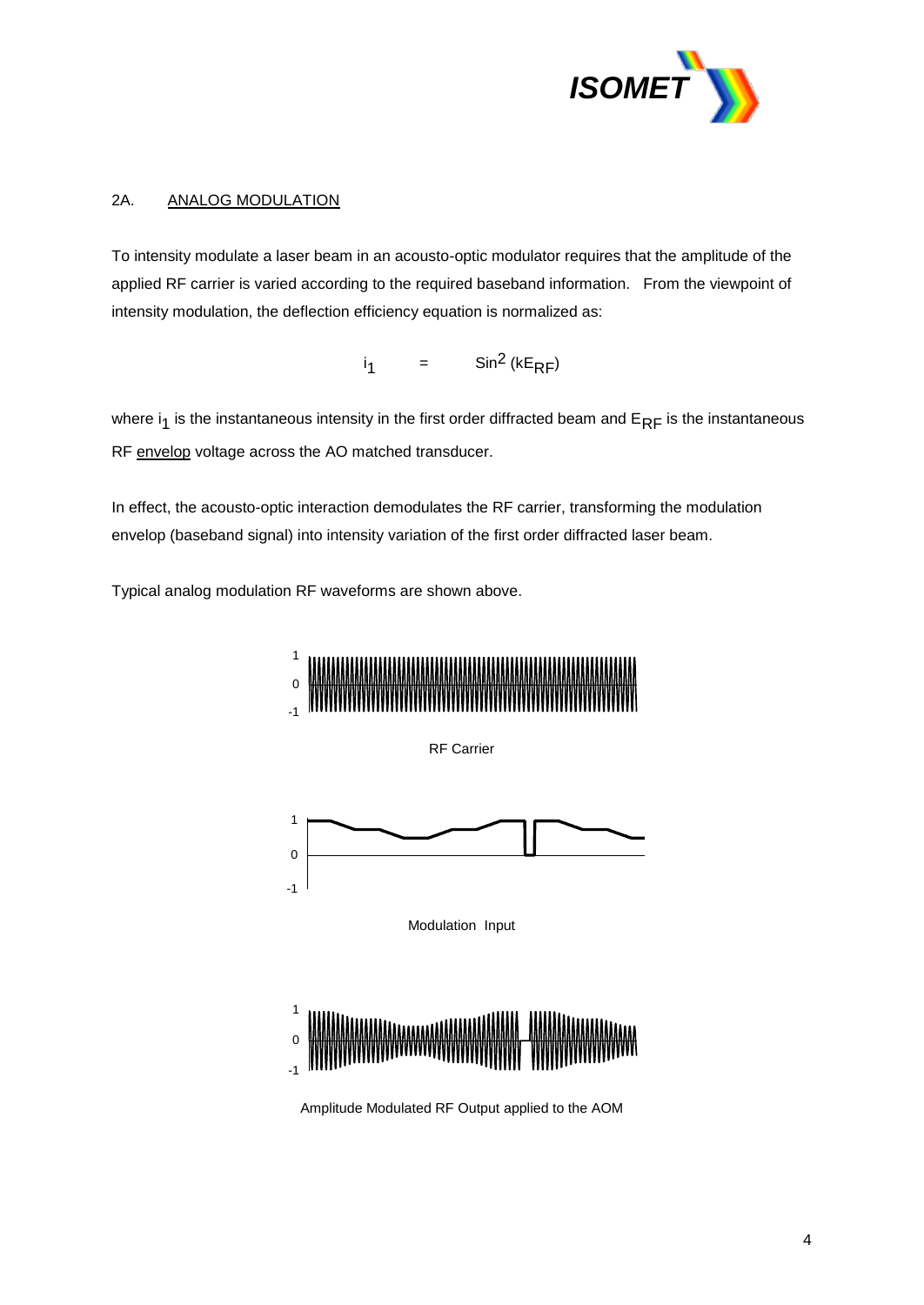## 2A. ANALOG MODULATION

To intensity modulate a laser beam in an acousto-optic modulator requires that the amplitude of the applied RF carrier is varied according to the required baseband information. From the viewpoint of intensity modulation, the deflection efficiency equation is normalized as:

$$i_1 \quad = \quad \mathrm{Sin}^2\,(kE_{RF})$$

where $i_1$ is the instantaneous intensity in the first order diffracted beam and $E_{RF}$ is the instantaneous RF envelop voltage across the AO matched transducer.

In effect, the acousto-optic interaction demodulates the RF carrier, transforming the modulation envelop (baseband signal) into intensity variation of the first order diffracted laser beam.

Typical analog modulation RF waveforms are shown above.

RF Carrier

Modulation Input

Amplitude Modulated RF Output applied to the AOM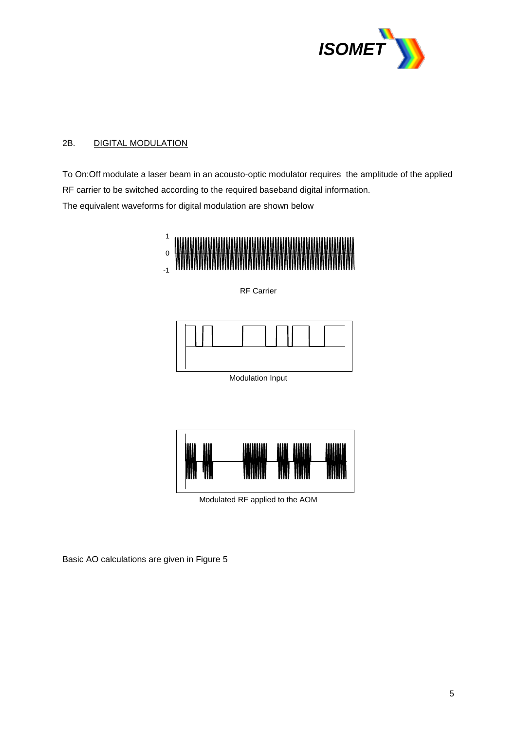## 2B. DIGITAL MODULATION

To On:Off modulate a laser beam in an acousto-optic modulator requires the applied RF carrier to be switched according to the required baseband digital information.
The equivalent waveforms for digital modulation are shown below

RF Carrier

Modulation Input

Modulated RF applied to the AOM

Basic AO calculations are given in Figure 5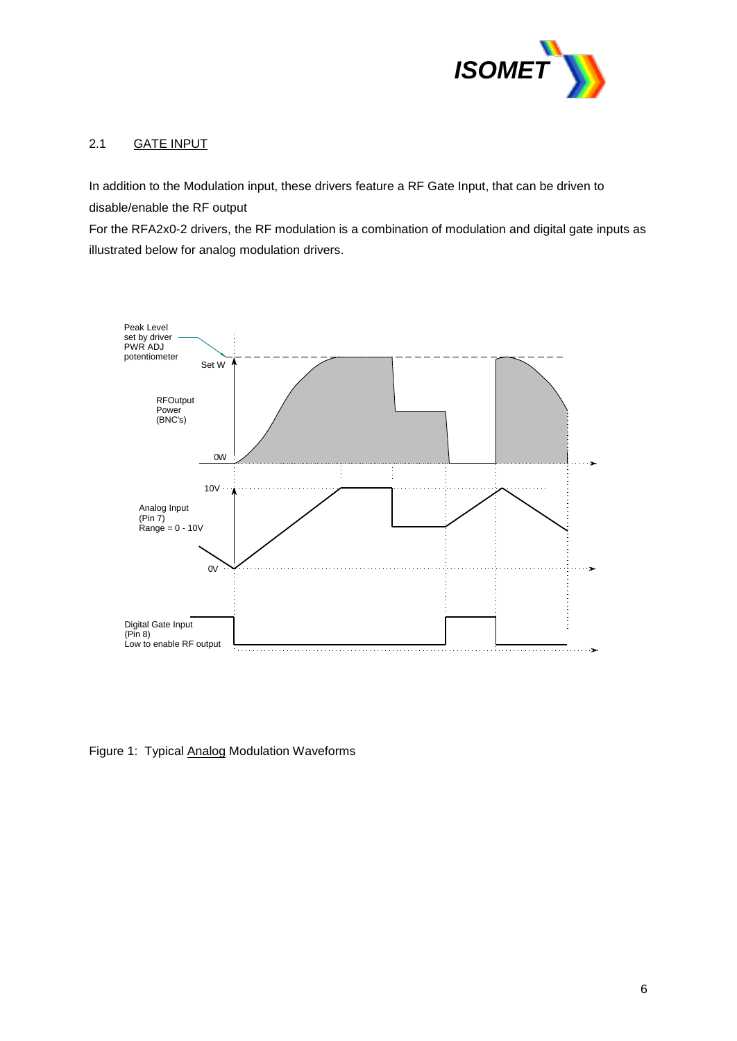## 2.1 GATE INPUT

In addition to the Modulation input, these drivers feature a RF Gate Input, that can be driven to disable/enable the RF output

For the RFA2x0-2 drivers, the RF modulation is a combination of modulation and digital gate inputs as illustrated below for analog modulation drivers.

Figure 1: Typical Analog Modulation Waveforms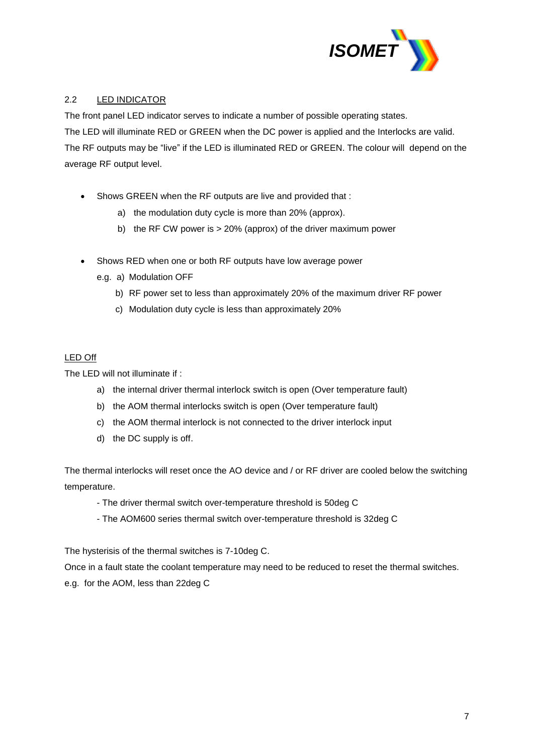## 2.2 LED INDICATOR

The front panel LED indicator serves to indicate a number of possible operating states.

The LED will illuminate RED or GREEN when the DC power is applied and the Interlocks are valid.

The RF outputs may be "live" if the LED is illuminated RED or GREEN. The colour will depend on the average RF output level.

- Shows GREEN when the RF outputs are live and provided that :
  a) the modulation duty cycle is more than 20% (approx).
  b) the RF CW power is > 20% (approx) of the driver maximum power

- Shows RED when one or both RF outputs have low average power

  e.g. a) Modulation OFF

  b) RF power set to less than approximately 20% of the maximum driver RF power

  c) Modulation duty cycle is less than approximately 20%

### LED Off

The LED will not illuminate if :

a) the internal driver thermal interlock switch is open (Over temperature fault)

b) the AOM thermal interlocks switch is open (Over temperature fault)

c) the AOM thermal interlock is not connected to the driver interlock input

d) the DC supply is off.

The thermal interlocks will reset once the AO device and / or RF driver are cooled below the switching temperature.

- The driver thermal switch over-temperature threshold is 50deg C

- The AOM600 series thermal switch over-temperature threshold is 32deg C

The hysterisis of the thermal switches is 7-10deg C.

Once in a fault state the coolant temperature may need to be reduced to reset the thermal switches.

e.g. for the AOM, less than 22deg C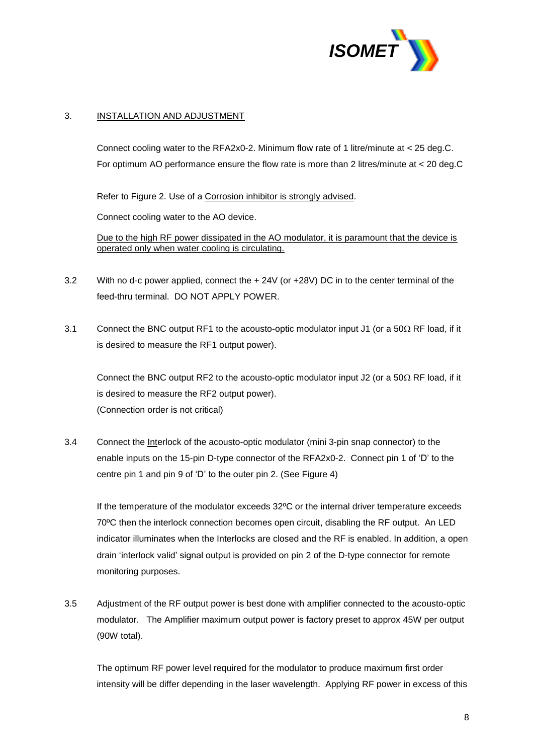## 3. INSTALLATION AND ADJUSTMENT

Connect cooling water to the RFA2x0-2. Minimum flow rate of 1 litre/minute at < 25 deg.C. For optimum AO performance ensure the flow rate is more than 2 litres/minute at < 20 deg.C

Refer to Figure 2. Use of a Corrosion inhibitor is strongly advised.

Connect cooling water to the AO device.

Due to the high RF power dissipated in the AO modulator, it is paramount that the device is operated only when water cooling is circulating.

3.2 With no d-c power applied, connect the + 24V (or +28V) DC in to the center terminal of the feed-thru terminal. DO NOT APPLY POWER.

3.1 Connect the BNC output RF1 to the acousto-optic modulator input J1 (or a 50Ω RF load, if it is desired to measure the RF1 output power).

Connect the BNC output RF2 to the acousto-optic modulator input J2 (or a 50Ω RF load, if it is desired to measure the RF2 output power).
(Connection order is not critical)

3.4 Connect the Interlock of the acousto-optic modulator (mini 3-pin snap connector) to the enable inputs on the 15-pin D-type connector of the RFA2x0-2. Connect pin 1 of 'D' to the centre pin 1 and pin 9 of 'D' to the outer pin 2. (See Figure 4)

If the temperature of the modulator exceeds 32ºC or the internal driver temperature exceeds 70ºC then the interlock connection becomes open circuit, disabling the RF output. An LED indicator illuminates when the Interlocks are closed and the RF is enabled. In addition, a open drain 'interlock valid' signal output is provided on pin 2 of the D-type connector for remote monitoring purposes.

3.5 Adjustment of the RF output power is best done with amplifier connected to the acousto-optic modulator. The Amplifier maximum output power is factory preset to approx 45W per output (90W total).

The optimum RF power level required for the modulator to produce maximum first order intensity will be differ depending in the laser wavelength. Applying RF power in excess of this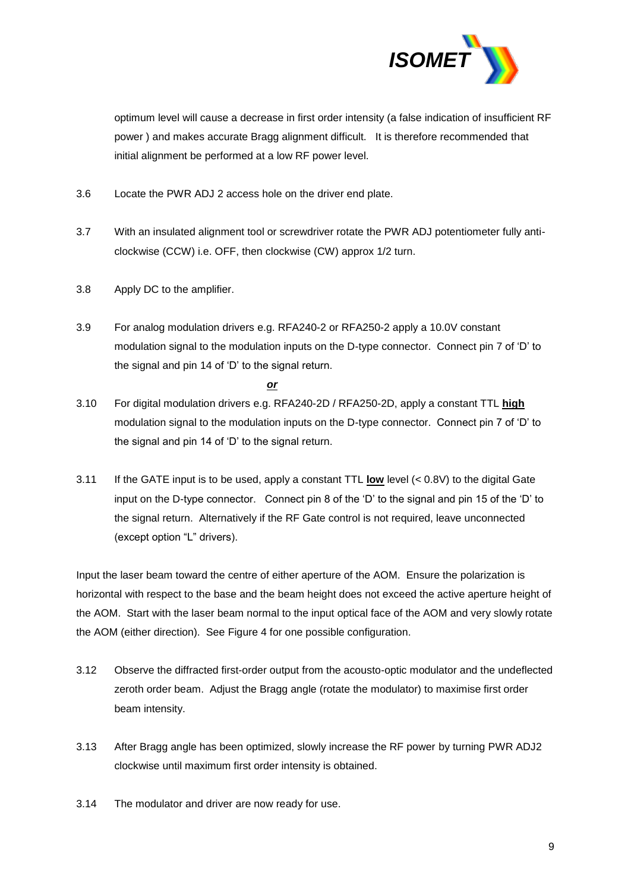optimum level will cause a decrease in first order intensity (a false indication of insufficient RF power ) and makes accurate Bragg alignment difficult. It is therefore recommended that initial alignment be performed at a low RF power level.

3.6 Locate the PWR ADJ 2 access hole on the driver end plate.

3.7 With an insulated alignment tool or screwdriver rotate the PWR ADJ potentiometer fully anti-clockwise (CCW) i.e. OFF, then clockwise (CW) approx 1/2 turn.

3.8 Apply DC to the amplifier.

3.9 For analog modulation drivers e.g. RFA240-2 or RFA250-2 apply a 10.0V constant modulation signal to the modulation inputs on the D-type connector. Connect pin 7 of 'D' to the signal and pin 14 of 'D' to the signal return.

***or***

3.10 For digital modulation drivers e.g. RFA240-2D / RFA250-2D, apply a constant TTL **high** modulation signal to the modulation inputs on the D-type connector. Connect pin 7 of 'D' to the signal and pin 14 of 'D' to the signal return.

3.11 If the GATE input is to be used, apply a constant TTL **low** level (< 0.8V) to the digital Gate input on the D-type connector. Connect pin 8 of the 'D' to the signal and pin 15 of the 'D' to the signal return. Alternatively if the RF Gate control is not required, leave unconnected (except option "L" drivers).

Input the laser beam toward the centre of either aperture of the AOM. Ensure the polarization is horizontal with respect to the base and the beam height does not exceed the active aperture height of the AOM. Start with the laser beam normal to the input optical face of the AOM and very slowly rotate the AOM (either direction). See Figure 4 for one possible configuration.

3.12 Observe the diffracted first-order output from the acousto-optic modulator and the undeflected zeroth order beam. Adjust the Bragg angle (rotate the modulator) to maximise first order beam intensity.

3.13 After Bragg angle has been optimized, slowly increase the RF power by turning PWR ADJ2 clockwise until maximum first order intensity is obtained.

3.14 The modulator and driver are now ready for use.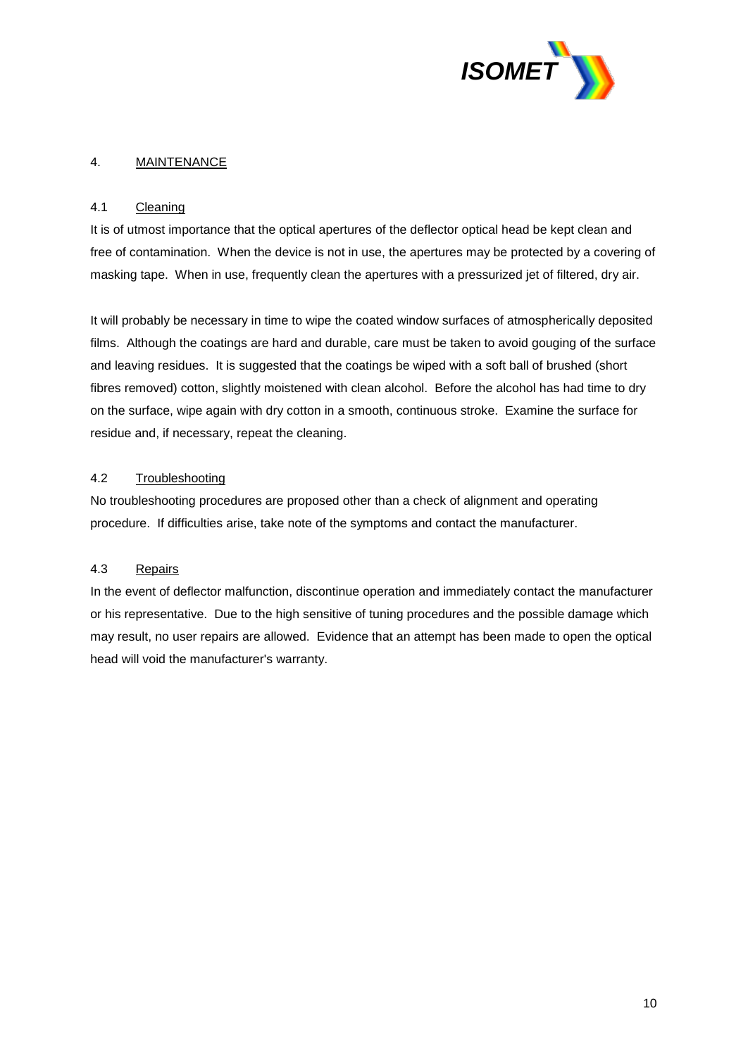## 4. MAINTENANCE

### 4.1 Cleaning

It is of utmost importance that the optical apertures of the deflector optical head be kept clean and free of contamination. When the device is not in use, the apertures may be protected by a covering of masking tape. When in use, frequently clean the apertures with a pressurized jet of filtered, dry air.

It will probably be necessary in time to wipe the coated window surfaces of atmospherically deposited films. Although the coatings are hard and durable, care must be taken to avoid gouging of the surface and leaving residues. It is suggested that the coatings be wiped with a soft ball of brushed (short fibres removed) cotton, slightly moistened with clean alcohol. Before the alcohol has had time to dry on the surface, wipe again with dry cotton in a smooth, continuous stroke. Examine the surface for residue and, if necessary, repeat the cleaning.

### 4.2 Troubleshooting

No troubleshooting procedures are proposed other than a check of alignment and operating procedure. If difficulties arise, take note of the symptoms and contact the manufacturer.

### 4.3 Repairs

In the event of deflector malfunction, discontinue operation and immediately contact the manufacturer or his representative. Due to the high sensitive of tuning procedures and the possible damage which may result, no user repairs are allowed. Evidence that an attempt has been made to open the optical head will void the manufacturer's warranty.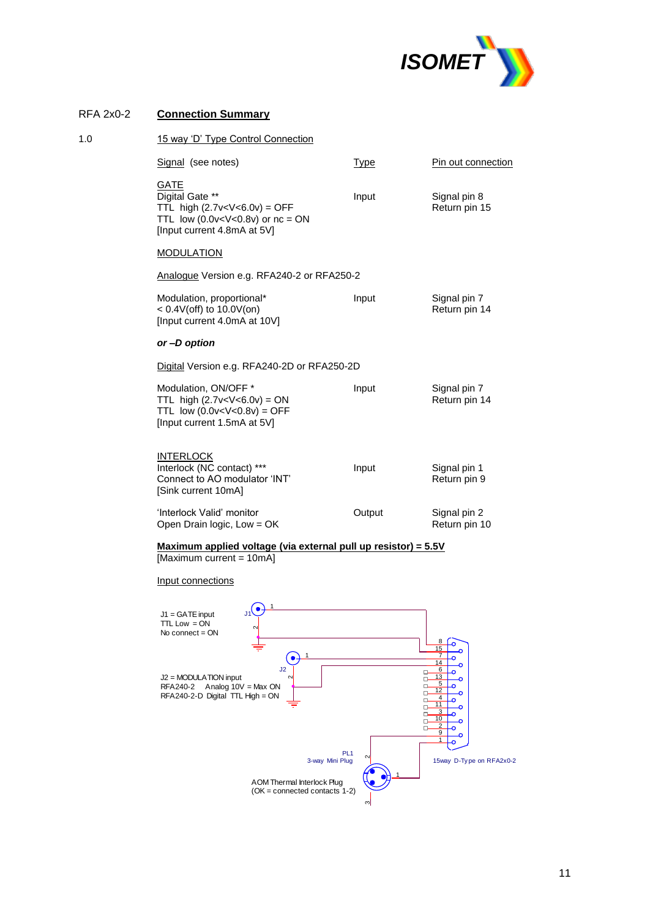RFA 2x0-2 **Connection Summary**

1.0 15 way 'D' Type Control Connection

| Signal (see notes) | Type | Pin out connection |
|---|---|---|
| GATE<br>Digital Gate **<br>TTL high (2.7v<V<6.0v) = OFF<br>TTL low (0.0v<V<0.8v) or nc = ON<br>[Input current 4.8mA at 5V] | Input | Signal pin 8<br>Return pin 15 |
| MODULATION | | |
| Analogue Version e.g. RFA240-2 or RFA250-2 | | |
| Modulation, proportional*<br>< 0.4V(off) to 10.0V(on)<br>[Input current 4.0mA at 10V] | Input | Signal pin 7<br>Return pin 14 |
| ***or –D option*** | | |
| Digital Version e.g. RFA240-2D or RFA250-2D | | |
| Modulation, ON/OFF *<br>TTL high (2.7v<V<6.0v) = ON<br>TTL low (0.0v<V<0.8v) = OFF<br>[Input current 1.5mA at 5V] | Input | Signal pin 7<br>Return pin 14 |
| INTERLOCK<br>Interlock (NC contact) ***<br>Connect to AO modulator 'INT'<br>[Sink current 10mA] | Input | Signal pin 1<br>Return pin 9 |
| 'Interlock Valid' monitor<br>Open Drain logic, Low = OK | Output | Signal pin 2<br>Return pin 10 |

**Maximum applied voltage (via external pull up resistor) = 5.5V**
[Maximum current = 10mA]

Input connections

J1 = GATE input
TTL Low = ON
No connect = ON

J2 = MODULATION input
RFA240-2 Analog 10V = Max ON
RFA240-2-D Digital TTL High = ON

PL1
3-way Mini Plug

AOM Thermal Interlock Plug
(OK = connected contacts 1-2)

15way D-Type on RFA2x0-2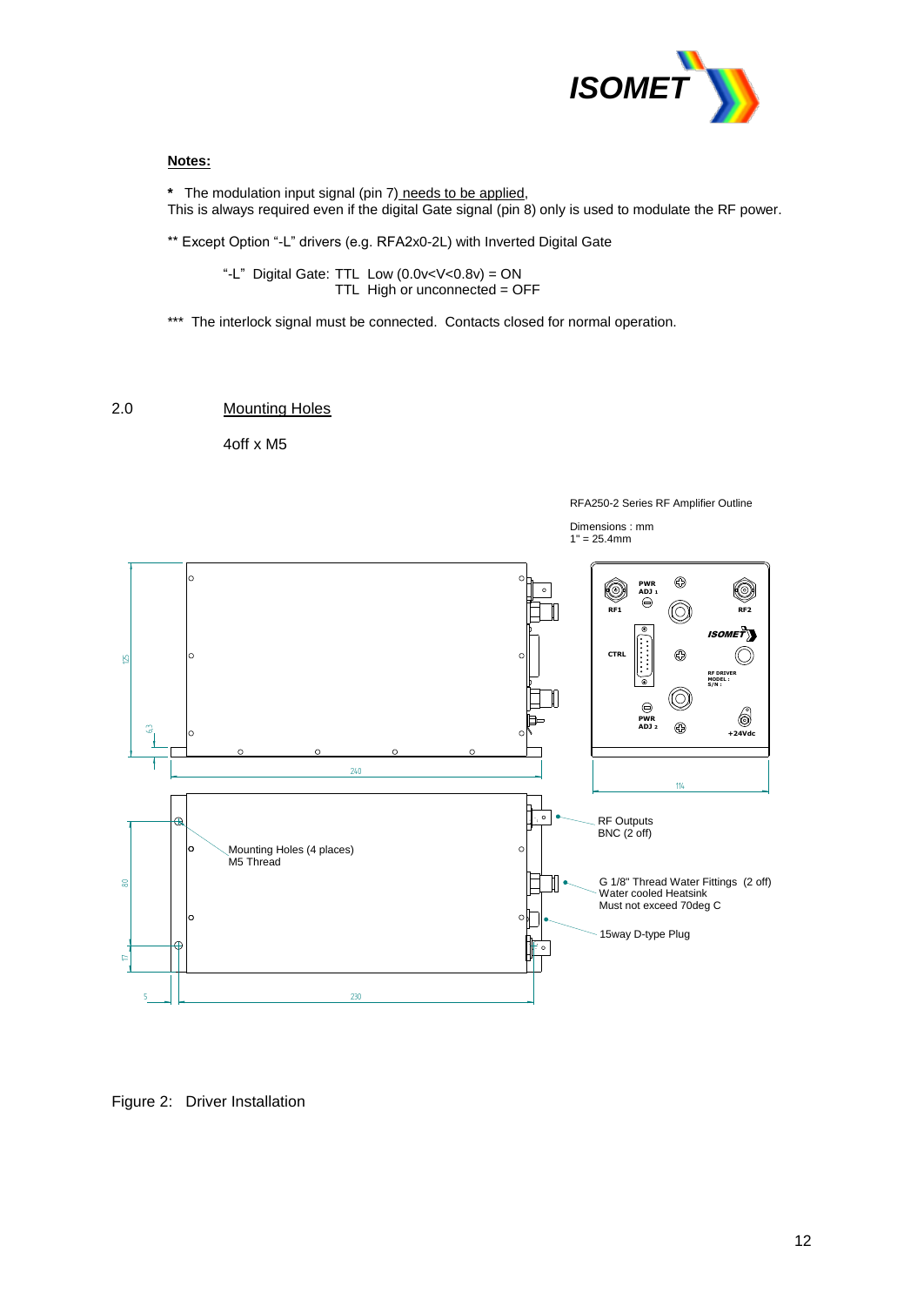**Notes:**

**\*** The modulation input signal (pin 7) needs to be applied,
This is always required even if the digital Gate signal (pin 8) only is used to modulate the RF power.

** Except Option “-L” drivers (e.g. RFA2x0-2L) with Inverted Digital Gate

“-L” Digital Gate: TTL Low (0.0v<V<0.8v) = ON
TTL High or unconnected = OFF

*** The interlock signal must be connected. Contacts closed for normal operation.

## 2.0 Mounting Holes

4off x M5

RFA250-2 Series RF Amplifier Outline

Dimensions : mm
1" = 25.4mm

PWR ADJ 1
RF1
RF2
CTRL
ISOMET
RF DRIVER
MODEL :
S/N :
PWR ADJ 2
+24Vdc

125
6.3
240
114

Mounting Holes (4 places)
M5 Thread

RF Outputs
BNC (2 off)

G 1/8" Thread Water Fittings (2 off)
Water cooled Heatsink
Must not exceed 70deg C

15way D-type Plug

80
17
5
230

Figure 2: Driver Installation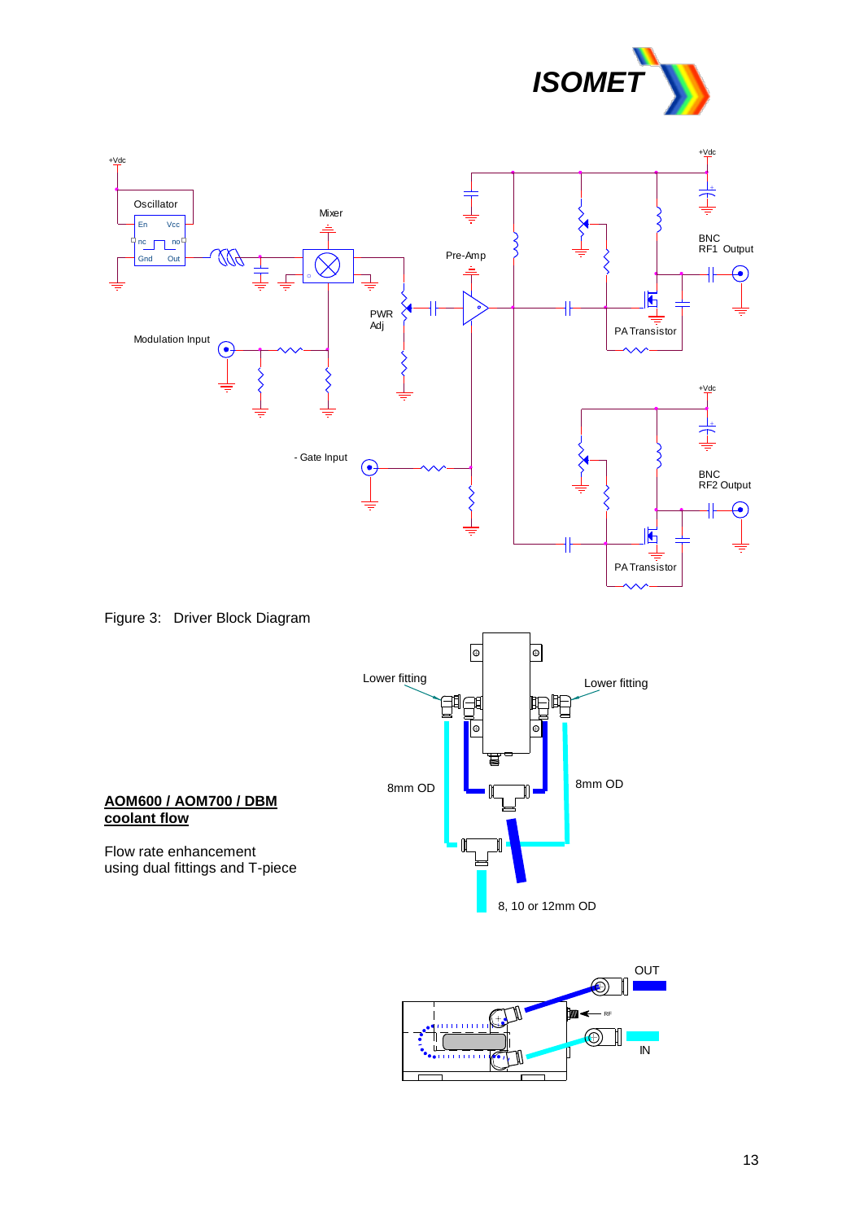Figure 3: Driver Block Diagram

**AOM600 / AOM700 / DBM coolant flow**

Flow rate enhancement using dual fittings and T-piece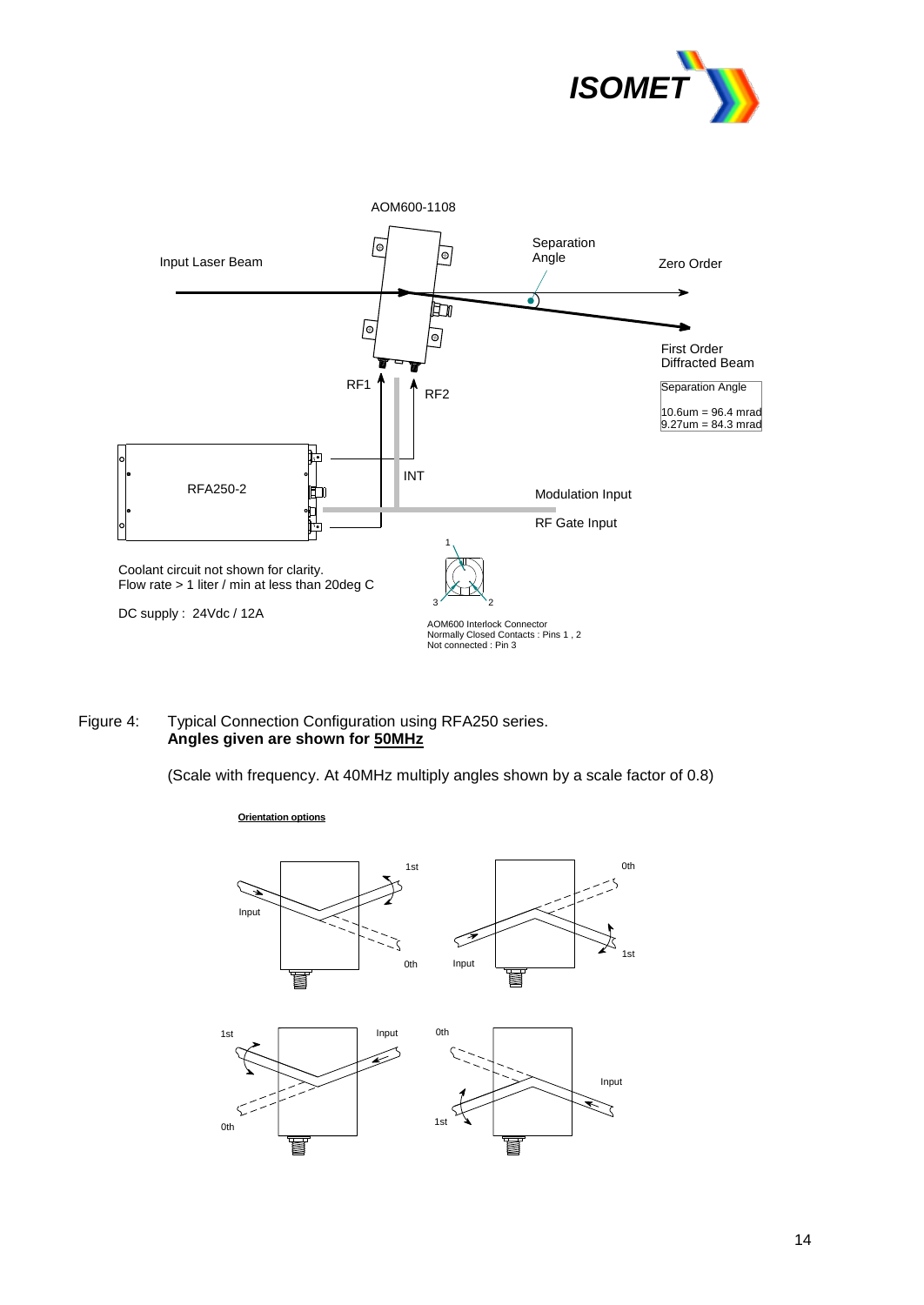AOM600-1108

Input Laser Beam

Separation Angle

Zero Order

First Order Diffracted Beam

| Separation Angle |
|---|
| 10.6um = 96.4 mrad |
| 9.27um = 84.3 mrad |

RF1

RF2

INT

RFA250-2

Modulation Input

RF Gate Input

Coolant circuit not shown for clarity.
Flow rate > 1 liter / min at less than 20deg C

DC supply : 24Vdc / 12A

AOM600 Interlock Connector
Normally Closed Contacts : Pins 1 , 2
Not connected : Pin 3

Figure 4: Typical Connection Configuration using RFA250 series.
**Angles given are shown for 50MHz**

(Scale with frequency. At 40MHz multiply angles shown by a scale factor of 0.8)

**Orientation options**

Input, 1st, 0th

Input, 0th, 1st

1st, Input, 0th

0th, Input, 1st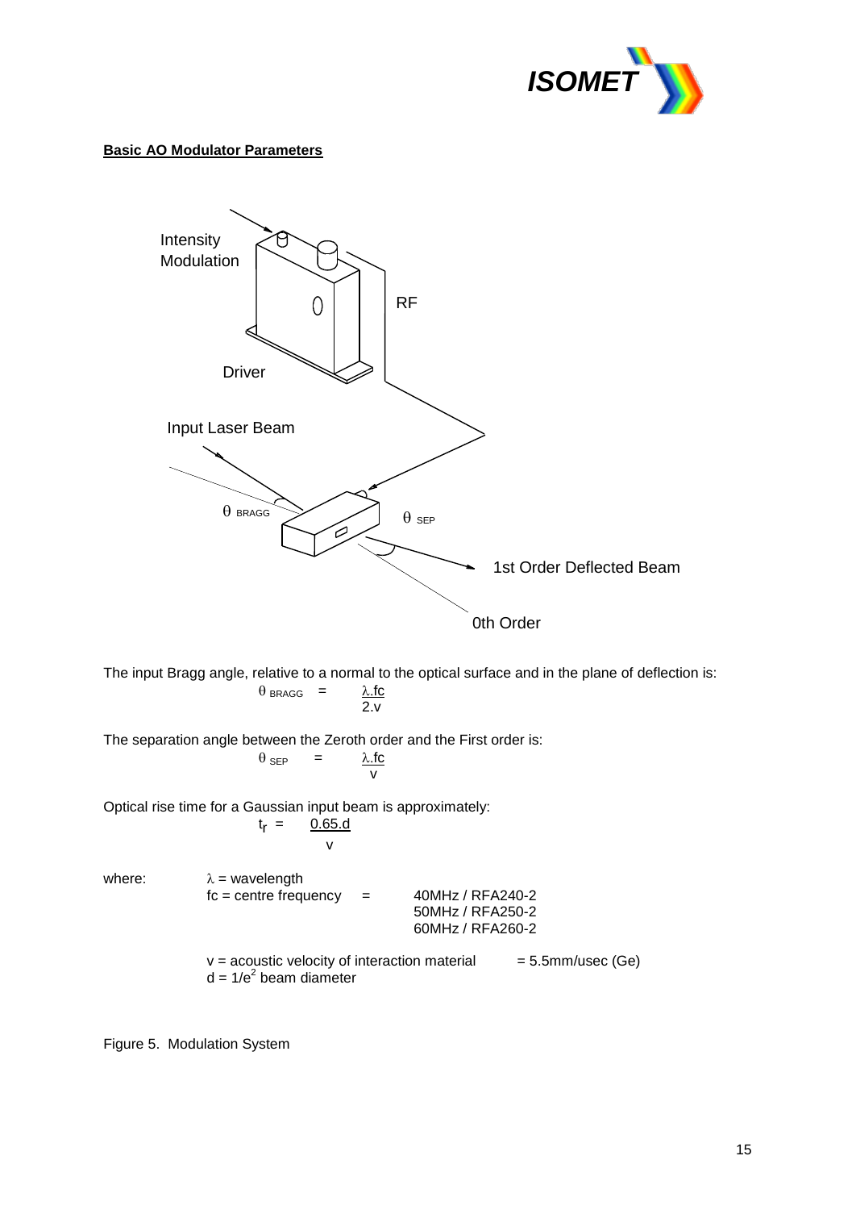**Basic AO Modulator Parameters**

Intensity Modulation

RF

Driver

Input Laser Beam

$\theta_{BRAGG}$

$\theta_{SEP}$

1st Order Deflected Beam

0th Order

The input Bragg angle, relative to a normal to the optical surface and in the plane of deflection is:

$$\theta_{BRAGG} = \frac{\lambda . fc}{2.v}$$

The separation angle between the Zeroth order and the First order is:

$$\theta_{SEP} = \frac{\lambda . fc}{v}$$

Optical rise time for a Gaussian input beam is approximately:

$$t_r = \frac{0.65.d}{v}$$

where: $\lambda$ = wavelength

fc = centre frequency = 40MHz / RFA240-2
50MHz / RFA250-2
60MHz / RFA260-2

v = acoustic velocity of interaction material = 5.5mm/usec (Ge)

d = $1/e^2$ beam diameter

Figure 5. Modulation System